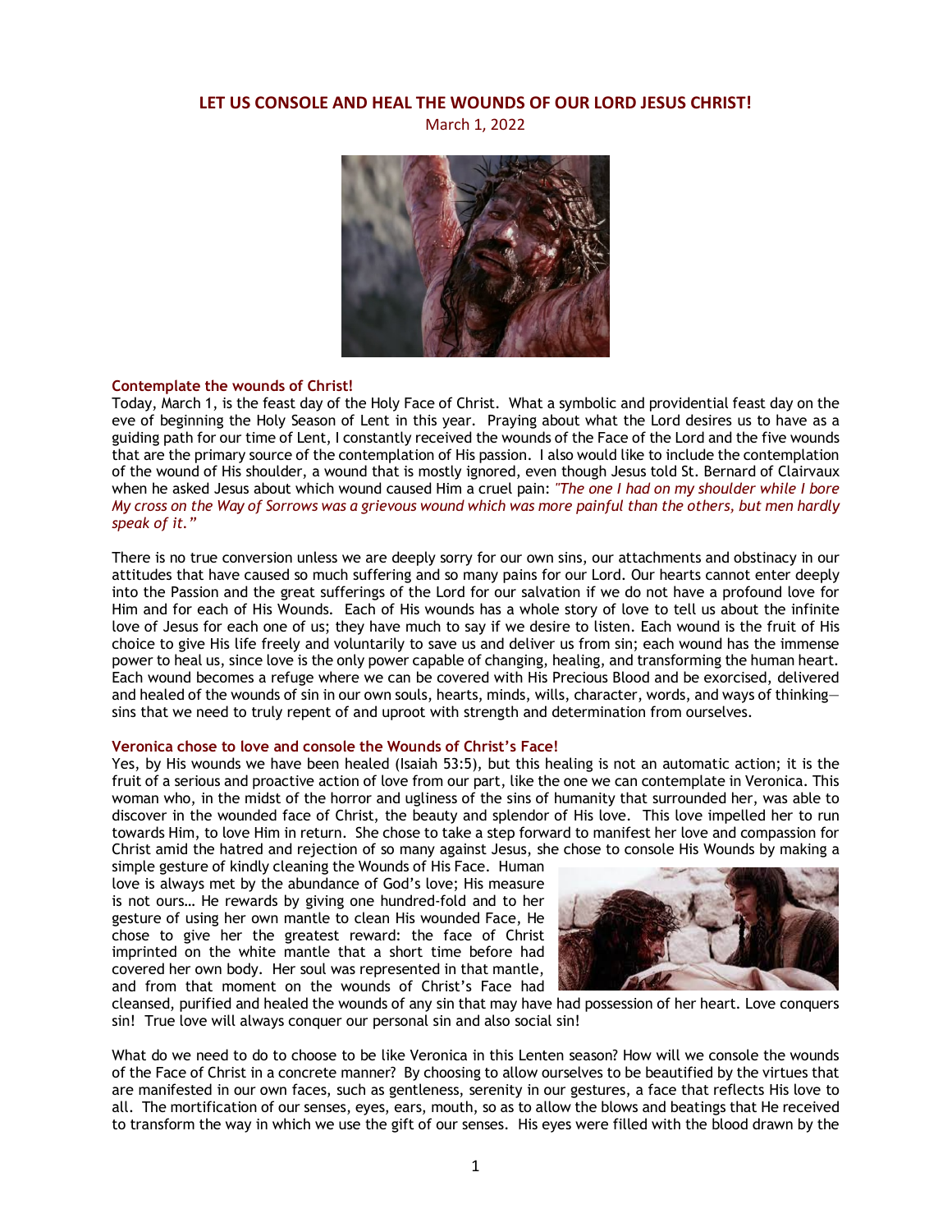# LET US CONSOLE AND HEAL THE WOUNDS OF OUR LORD JESUS CHRIST!

March 1, 2022

## Contemplate the wounds of Christ!

Today, March 1, is the feast day of the Holy Face of Christ. What a symbolic and providential feast day on the eve of beginning the Holy Season of Lent in this year. Praying about what the Lord desires us to have as a guiding path for our time of Lent, I constantly received the wounds of the Face of the Lord and the five wounds that are the primary source of the contemplation of His passion. I also would like to include the contemplation of the wound of His shoulder, a wound that is mostly ignored, even though Jesus told St. Bernard of Clairvaux when he asked Jesus about which wound caused Him a cruel pain: *"The one I had on my shoulder while I bore My cross on the Way of Sorrows was a grievous wound which was more painful than the others, but men hardly speak of it."*

There is no true conversion unless we are deeply sorry for our own sins, our attachments and obstinacy in our attitudes that have caused so much suffering and so many pains for our Lord. Our hearts cannot enter deeply into the Passion and the great sufferings of the Lord for our salvation if we do not have a profound love for Him and for each of His Wounds. Each of His wounds has a whole story of love to tell us about the infinite love of Jesus for each one of us; they have much to say if we desire to listen. Each wound is the fruit of His choice to give His life freely and voluntarily to save us and deliver us from sin; each wound has the immense power to heal us, since love is the only power capable of changing, healing, and transforming the human heart. Each wound becomes a refuge where we can be covered with His Precious Blood and be exorcised, delivered and healed of the wounds of sin in our own souls, hearts, minds, wills, character, words, and ways of thinking—sins that we need to truly repent of and uproot with strength and determination from ourselves.

## Veronica chose to love and console the Wounds of Christ's Face!

Yes, by His wounds we have been healed (Isaiah 53:5), but this healing is not an automatic action; it is the fruit of a serious and proactive action of love from our part, like the one we can contemplate in Veronica. This woman who, in the midst of the horror and ugliness of the sins of humanity that surrounded her, was able to discover in the wounded face of Christ, the beauty and splendor of His love. This love impelled her to run towards Him, to love Him in return. She chose to take a step forward to manifest her love and compassion for Christ amid the hatred and rejection of so many against Jesus, she chose to console His Wounds by making a simple gesture of kindly cleaning the Wounds of His Face. Human love is always met by the abundance of God's love; His measure is not ours… He rewards by giving one hundred-fold and to her gesture of using her own mantle to clean His wounded Face, He chose to give her the greatest reward: the face of Christ imprinted on the white mantle that a short time before had covered her own body. Her soul was represented in that mantle, and from that moment on the wounds of Christ's Face had cleansed, purified and healed the wounds of any sin that may have had possession of her heart. Love conquers sin! True love will always conquer our personal sin and also social sin!

What do we need to do to choose to be like Veronica in this Lenten season? How will we console the wounds of the Face of Christ in a concrete manner? By choosing to allow ourselves to be beautified by the virtues that are manifested in our own faces, such as gentleness, serenity in our gestures, a face that reflects His love to all. The mortification of our senses, eyes, ears, mouth, so as to allow the blows and beatings that He received to transform the way in which we use the gift of our senses. His eyes were filled with the blood drawn by the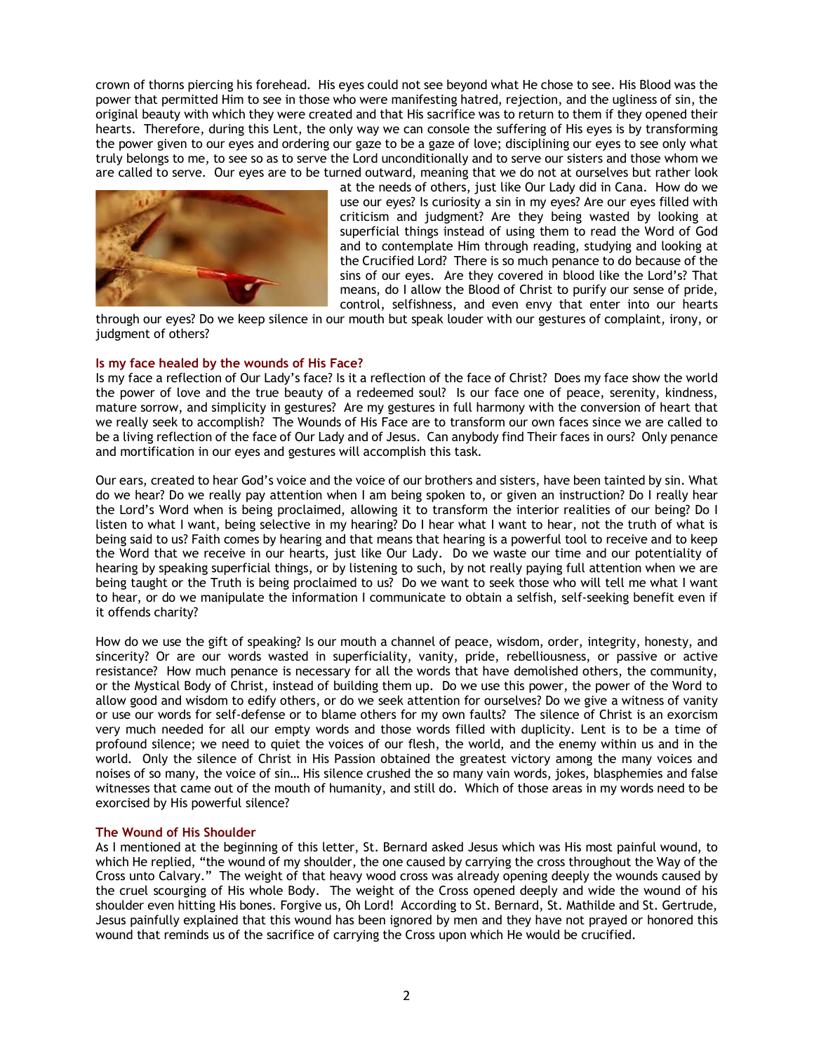crown of thorns piercing his forehead. His eyes could not see beyond what He chose to see. His Blood was the power that permitted Him to see in those who were manifesting hatred, rejection, and the ugliness of sin, the original beauty with which they were created and that His sacrifice was to return to them if they opened their hearts. Therefore, during this Lent, the only way we can console the suffering of His eyes is by transforming the power given to our eyes and ordering our gaze to be a gaze of love; disciplining our eyes to see only what truly belongs to me, to see so as to serve the Lord unconditionally and to serve our sisters and those whom we are called to serve. Our eyes are to be turned outward, meaning that we do not at ourselves but rather look at the needs of others, just like Our Lady did in Cana. How do we use our eyes? Is curiosity a sin in my eyes? Are our eyes filled with criticism and judgment? Are they being wasted by looking at superficial things instead of using them to read the Word of God and to contemplate Him through reading, studying and looking at the Crucified Lord? There is so much penance to do because of the sins of our eyes. Are they covered in blood like the Lord's? That means, do I allow the Blood of Christ to purify our sense of pride, control, selfishness, and even envy that enter into our hearts through our eyes? Do we keep silence in our mouth but speak louder with our gestures of complaint, irony, or judgment of others?

### Is my face healed by the wounds of His Face?

Is my face a reflection of Our Lady's face? Is it a reflection of the face of Christ? Does my face show the world the power of love and the true beauty of a redeemed soul? Is our face one of peace, serenity, kindness, mature sorrow, and simplicity in gestures? Are my gestures in full harmony with the conversion of heart that we really seek to accomplish? The Wounds of His Face are to transform our own faces since we are called to be a living reflection of the face of Our Lady and of Jesus. Can anybody find Their faces in ours? Only penance and mortification in our eyes and gestures will accomplish this task.

Our ears, created to hear God's voice and the voice of our brothers and sisters, have been tainted by sin. What do we hear? Do we really pay attention when I am being spoken to, or given an instruction? Do I really hear the Lord's Word when is being proclaimed, allowing it to transform the interior realities of our being? Do I listen to what I want, being selective in my hearing? Do I hear what I want to hear, not the truth of what is being said to us? Faith comes by hearing and that means that hearing is a powerful tool to receive and to keep the Word that we receive in our hearts, just like Our Lady. Do we waste our time and our potentiality of hearing by speaking superficial things, or by listening to such, by not really paying full attention when we are being taught or the Truth is being proclaimed to us? Do we want to seek those who will tell me what I want to hear, or do we manipulate the information I communicate to obtain a selfish, self-seeking benefit even if it offends charity?

How do we use the gift of speaking? Is our mouth a channel of peace, wisdom, order, integrity, honesty, and sincerity? Or are our words wasted in superficiality, vanity, pride, rebelliousness, or passive or active resistance? How much penance is necessary for all the words that have demolished others, the community, or the Mystical Body of Christ, instead of building them up. Do we use this power, the power of the Word to allow good and wisdom to edify others, or do we seek attention for ourselves? Do we give a witness of vanity or use our words for self-defense or to blame others for my own faults? The silence of Christ is an exorcism very much needed for all our empty words and those words filled with duplicity. Lent is to be a time of profound silence; we need to quiet the voices of our flesh, the world, and the enemy within us and in the world. Only the silence of Christ in His Passion obtained the greatest victory among the many voices and noises of so many, the voice of sin… His silence crushed the so many vain words, jokes, blasphemies and false witnesses that came out of the mouth of humanity, and still do. Which of those areas in my words need to be exorcised by His powerful silence?

### The Wound of His Shoulder

As I mentioned at the beginning of this letter, St. Bernard asked Jesus which was His most painful wound, to which He replied, "the wound of my shoulder, the one caused by carrying the cross throughout the Way of the Cross unto Calvary." The weight of that heavy wood cross was already opening deeply the wounds caused by the cruel scourging of His whole Body. The weight of the Cross opened deeply and wide the wound of his shoulder even hitting His bones. Forgive us, Oh Lord! According to St. Bernard, St. Mathilde and St. Gertrude, Jesus painfully explained that this wound has been ignored by men and they have not prayed or honored this wound that reminds us of the sacrifice of carrying the Cross upon which He would be crucified.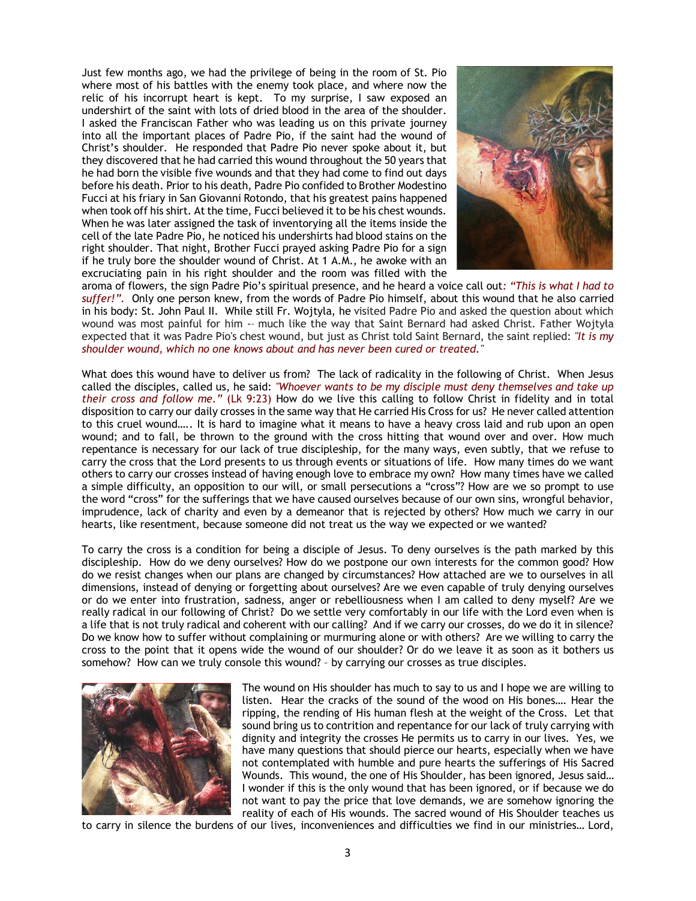Just few months ago, we had the privilege of being in the room of St. Pio where most of his battles with the enemy took place, and where now the relic of his incorrupt heart is kept. To my surprise, I saw exposed an undershirt of the saint with lots of dried blood in the area of the shoulder. I asked the Franciscan Father who was leading us on this private journey into all the important places of Padre Pio, if the saint had the wound of Christ's shoulder. He responded that Padre Pio never spoke about it, but they discovered that he had carried this wound throughout the 50 years that he had born the visible five wounds and that they had come to find out days before his death. Prior to his death, Padre Pio confided to Brother Modestino Fucci at his friary in San Giovanni Rotondo, that his greatest pains happened when took off his shirt. At the time, Fucci believed it to be his chest wounds. When he was later assigned the task of inventorying all the items inside the cell of the late Padre Pio, he noticed his undershirts had blood stains on the right shoulder. That night, Brother Fucci prayed asking Padre Pio for a sign if he truly bore the shoulder wound of Christ. At 1 A.M., he awoke with an excruciating pain in his right shoulder and the room was filled with the aroma of flowers, the sign Padre Pio's spiritual presence, and he heard a voice call out: *"This is what I had to suffer!"*. Only one person knew, from the words of Padre Pio himself, about this wound that he also carried in his body: St. John Paul II. While still Fr. Wojtyla, he visited Padre Pio and asked the question about which wound was most painful for him -- much like the way that Saint Bernard had asked Christ. Father Wojtyła expected that it was Padre Pio's chest wound, but just as Christ told Saint Bernard, the saint replied: *"It is my shoulder wound, which no one knows about and has never been cured or treated."*

What does this wound have to deliver us from? The lack of radicality in the following of Christ. When Jesus called the disciples, called us, he said: *"Whoever wants to be my disciple must deny themselves and take up their cross and follow me."* (Lk 9:23) How do we live this calling to follow Christ in fidelity and in total disposition to carry our daily crosses in the same way that He carried His Cross for us? He never called attention to this cruel wound….. It is hard to imagine what it means to have a heavy cross laid and rub upon an open wound; and to fall, be thrown to the ground with the cross hitting that wound over and over. How much repentance is necessary for our lack of true discipleship, for the many ways, even subtly, that we refuse to carry the cross that the Lord presents to us through events or situations of life. How many times do we want others to carry our crosses instead of having love to embrace my own? How many times have we called a simple difficulty, an opposition to our will, or small persecutions a "cross"? How are we so prompt to use the word "cross" for the sufferings that we have caused ourselves because of our own sins, wrongful behavior, imprudence, lack of charity and even by a demeanor that is rejected by others? How much we carry in our hearts, like resentment, because someone did not treat us the way we expected or we wanted?

To carry the cross is a condition for being a disciple of Jesus. To deny ourselves is the path marked by this discipleship. How do we deny ourselves? How do we postpone our own interests for the common good? How do we resist changes when our plans are changed by circumstances? How attached are we to ourselves in all dimensions, instead of denying or forgetting about ourselves? Are we even capable of truly denying ourselves or do we enter into frustration, sadness, anger or rebelliousness when I am called to deny myself? Are we really radical in our following of Christ? Do we settle very comfortably in our life with the Lord even when is a life that is not truly radical and coherent with our calling? And if we carry our crosses, do we do it in silence? Do we know how to suffer without complaining or murmuring alone or with others? Are we willing to carry the cross to the point that it opens wide the wound of our shoulder? Or do we leave it as soon as it bothers us somehow? How can we truly console this wound? – by carrying our crosses as true disciples.

The wound on His shoulder has much to say to us and I hope we are willing to listen. Hear the cracks of the sound of the wood on His bones…. Hear the ripping, the rending of His human flesh at the weight of the Cross. Let that sound bring us to contrition and repentance for our lack of truly carrying with dignity and integrity the crosses He permits us to carry in our lives. Yes, we have many questions that should pierce our hearts, especially when we have not contemplated with humble and pure hearts the sufferings of His Sacred Wounds. This wound, the one of His Shoulder, has been ignored, Jesus said… I wonder if this is the only wound that has been ignored, or if because we do not want to pay the price that love demands, we are somehow ignoring the reality of each of His wounds. The sacred wound of His Shoulder teaches us to carry in silence the burdens of our lives, inconveniences and difficulties we find in our ministries… Lord,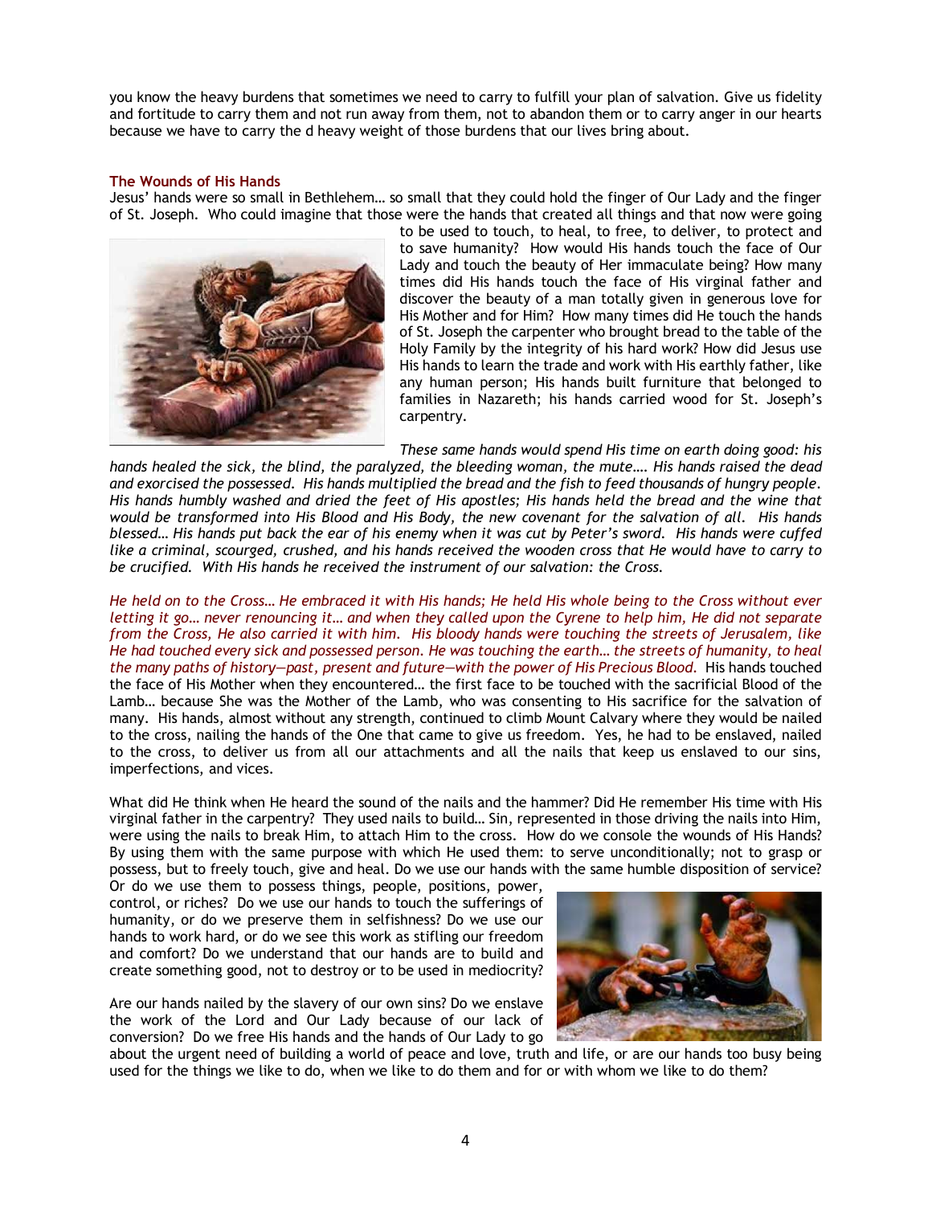you know the heavy burdens that sometimes we need to carry to fulfill your plan of salvation. Give us fidelity and fortitude to carry them and not run away from them, not to abandon them or to carry anger in our hearts because we have to carry the d heavy weight of those burdens that our lives bring about.

### The Wounds of His Hands

Jesus' hands were so small in Bethlehem… so small that they could hold the finger of Our Lady and the finger of St. Joseph. Who could imagine that those were the hands that created all things and that now were going to be used to touch, to heal, to free, to deliver, to protect and to save humanity? How would His hands touch the face of Our Lady and touch the beauty of Her immaculate being? How many times did His hands touch the face of His virginal father and discover the beauty of a man totally given in generous love for His Mother and for Him? How many times did He touch the hands of St. Joseph the carpenter who brought bread to the table of the Holy Family by the integrity of his hard work? How did Jesus use His hands to learn the trade and work with His earthly father, like any human person; His hands built furniture that belonged to families in Nazareth; his hands carried wood for St. Joseph's carpentry.

*These same hands would spend His time on earth doing good: his hands healed the sick, the blind, the paralyzed, the bleeding woman, the mute…. His hands raised the dead and exorcised the possessed. His hands multiplied the bread and the fish to feed thousands of hungry people. His hands humbly washed and dried the feet of His apostles; His hands held the bread and the wine that would be transformed into His Blood and His Body, the new covenant for the salvation of all. His hands blessed… His hands put back the ear of his enemy when it was cut by Peter's sword. His hands were cuffed like a criminal, scourged, crushed, and his hands received the wooden cross that He would have to carry to be crucified. With His hands he received the instrument of our salvation: the Cross.*

*He held on to the Cross… He embraced it with His hands; He held His whole being to the Cross without ever letting it go… never renouncing it… and when they called upon the Cyrene to help him, He did not separate from the Cross, He also carried it with him. His bloody hands were touching the streets of Jerusalem, like He had touched every sick and possessed person. He was touching the earth… the streets of humanity, to heal the many paths of history—past, present and future—with the power of His Precious Blood.* His hands touched the face of His Mother when they encountered… the first face to be touched with the sacrificial Blood of the Lamb… because She was the Mother of the Lamb, who was consenting to His sacrifice for the salvation of many. His hands, almost without any strength, continued to climb Mount Calvary where they would be nailed to the cross, nailing the hands of the One that came to give us freedom. Yes, he had to be enslaved, nailed to the cross, to deliver us from all our attachments and all the nails that keep us enslaved to our sins, imperfections, and vices.

What did He think when He heard the sound of the nails and the hammer? Did He remember His time with His virginal father in the carpentry? They used nails to build… Sin, represented in those driving the nails into Him, were using the nails to break Him, to attach Him to the cross. How do we console the wounds of His Hands? By using them with the same purpose with which He used them: to serve unconditionally; not to grasp or possess, but to freely touch, give and heal. Do we use our hands with the same humble disposition of service? Or do we use them to possess things, people, positions, power, control, or riches? Do we use our hands to touch the sufferings of humanity, or do we preserve them in selfishness? Do we use our hands to work hard, or do we see this work as stifling our freedom and comfort? Do we understand that our hands are to build and create something good, not to destroy or to be used in mediocrity?

Are our hands nailed by the slavery of our own sins? Do we enslave the work of the Lord and Our Lady because of our lack of conversion? Do we free His hands and the hands of Our Lady to go about the urgent need of building a world of peace and love, truth and life, or are our hands too busy being used for the things we like to do, when we like to do them and for or with whom we like to do them?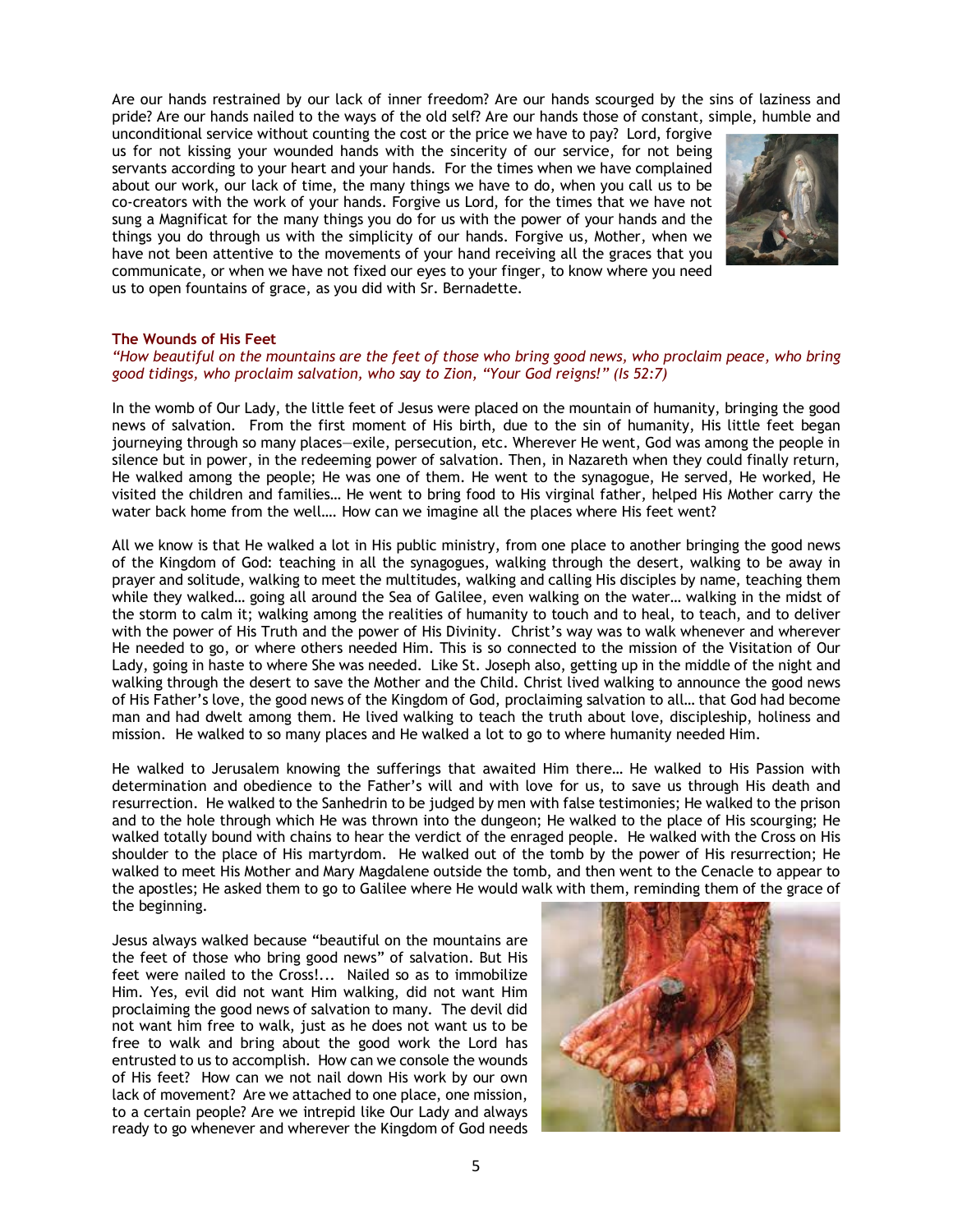Are our hands restrained by our lack of inner freedom? Are our hands scourged by the sins of laziness and pride? Are our hands nailed to the ways of the old self? Are our hands those of constant, simple, humble and unconditional service without counting the cost or the price we have to pay? Lord, forgive us for not kissing your wounded hands with the sincerity of our service, for not being servants according to your heart and your hands. For the times when we have complained about our work, our lack of time, the many things we have to do, when you call us to be co-creators with the work of your hands. Forgive us Lord, for the times that we have not sung a Magnificat for the many things you do for us with the power of your hands and the things you do through us with the simplicity of our hands. Forgive us, Mother, when we have not been attentive to the movements of your hand receiving all the graces that you communicate, or when we have not fixed our eyes to your finger, to know where you need us to open fountains of grace, as you did with Sr. Bernadette.

### The Wounds of His Feet

*"How beautiful on the mountains are the feet of those who bring good news, who proclaim peace, who bring good tidings, who proclaim salvation, who say to Zion, "Your God reigns!" (Is 52:7)*

In the womb of Our Lady, the little feet of Jesus were placed on the mountain of humanity, bringing the good news of salvation. From the first moment of His birth, due to the sin of humanity, His little feet began journeying through so many places—exile, persecution, etc. Wherever He went, God was among the people in silence but in power, in the redeeming power of salvation. Then, in Nazareth when they could finally return, He walked among the people; He was one of them. He went to the synagogue, He served, He worked, He visited the children and families… He went to bring food to His virginal father, helped His Mother carry the water back home from the well…. How can we imagine all the places where His feet went?

All we know is that He walked a lot in His public ministry, from one place to another bringing the good news of the Kingdom of God: teaching in all the synagogues, walking through the desert, walking to be away in prayer and solitude, walking to meet the multitudes, walking and calling His disciples by name, teaching them while they walked… going all around the Sea of Galilee, even walking on the water… walking in the midst of the storm to calm it; walking among the realities of humanity to touch and to heal, to teach, and to deliver with the power of His Truth and the power of His Divinity. Christ's way was to walk whenever and wherever He needed to go, or where others needed Him. This is so connected to the mission of the Visitation of Our Lady, going in haste to where She was needed. Like St. Joseph also, getting up in the middle of the night and walking through the desert to save the Mother and the Child. Christ lived walking to announce the good news of His Father's love, the good news of the Kingdom of God, proclaiming salvation to all… that God had become man and had dwelt among them. He lived walking to teach the truth about love, discipleship, holiness and mission. He walked to so many places and He walked a lot to go to where humanity needed Him.

He walked to Jerusalem knowing the sufferings that awaited Him there… He walked to His Passion with determination and obedience to the Father's will and with love for us, to save us through His death and resurrection. He walked to the Sanhedrin to be judged by men with false testimonies; He walked to the prison and to the hole through which He was thrown into the dungeon; He walked to the place of His scourging; He walked totally bound with chains to hear the verdict of the enraged people. He walked with the Cross on His shoulder to the place of His martyrdom. He walked out of the tomb by the power of His resurrection; He walked to meet His Mother and Mary Magdalene outside the tomb, and then went to the Cenacle to appear to the apostles; He asked them to go to Galilee where He would walk with them, reminding them of the grace of the beginning.

Jesus always walked because "beautiful on the mountains are the feet of those who bring good news" of salvation. But His feet were nailed to the Cross!... Nailed so as to immobilize Him. Yes, evil did not want Him walking, did not want Him proclaiming the good news of salvation to many. The devil did not want him free to walk, just as he does not want us to be free to walk and bring about the good work the Lord has entrusted to us to accomplish. How can we console the wounds of His feet? How can we not nail down His work by our own lack of movement? Are we attached to one place, one mission, to a certain people? Are we intrepid like Our Lady and always ready to go whenever and wherever the Kingdom of God needs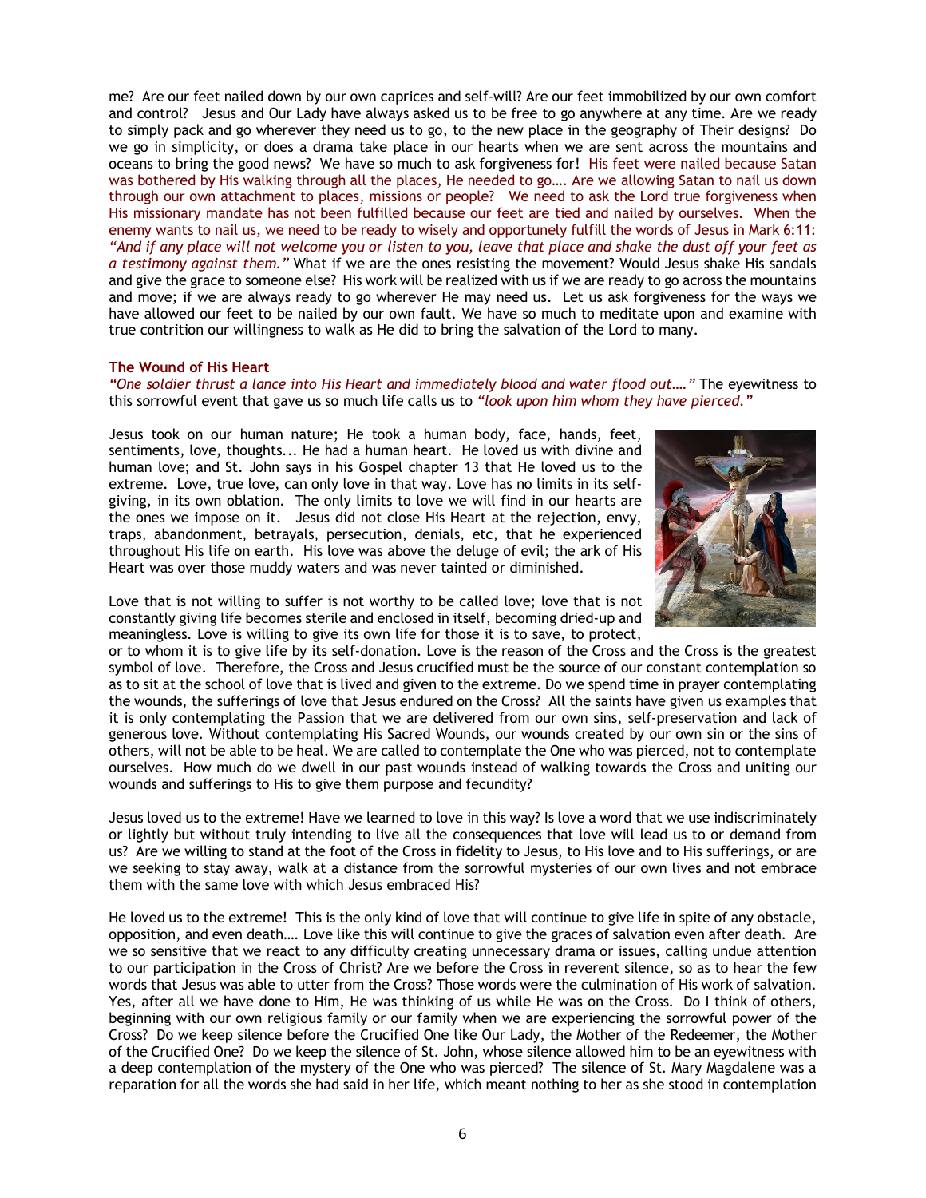me? Are our feet nailed down by our own caprices and self-will? Are our feet immobilized by our own comfort and control? Jesus and Our Lady have always asked us to be free to go anywhere at any time. Are we ready to simply pack and go wherever they need us to go, to the new place in the geography of Their designs? Do we go in simplicity, or does a drama take place in our hearts when we are sent across the mountains and oceans to bring the good news? We have so much to ask forgiveness for! His feet were nailed because Satan was bothered by His walking through all the places, He needed to go…. Are we allowing Satan to nail us down through our own attachment to places, missions or people? We need to ask the Lord true forgiveness when His missionary mandate has not been fulfilled because our feet are tied and nailed by ourselves. When the enemy wants to nail us, we need to be ready to wisely and opportunely fulfill the words of Jesus in Mark 6:11: *"And if any place will not welcome you or listen to you, leave that place and shake the dust off your feet as a testimony against them."* What if we are the ones resisting the movement? Would Jesus shake His sandals and give the grace to someone else? His work will be realized with us if we are ready to go across the mountains and move; if we are always ready to go wherever He may need us. Let us ask forgiveness for the ways we have allowed our feet to be nailed by our own fault. We have so much to meditate upon and examine with true contrition our willingness to walk as He did to bring the salvation of the Lord to many.

**The Wound of His Heart**

*"One soldier thrust a lance into His Heart and immediately blood and water flood out…."* The eyewitness to this sorrowful event that gave us so much life calls us to *"look upon him whom they have pierced."*

Jesus took on our human nature; He took a human body, face, hands, feet, sentiments, love, thoughts... He had a human heart. He loved us with divine and human love; and St. John says in his Gospel chapter 13 that He loved us to the extreme. Love, true love, can only love in that way. Love has no limits in its self-giving, in its own oblation. The only limits to love we will find in our hearts are the ones we impose on it. Jesus did not close His Heart at the rejection, envy, traps, abandonment, betrayals, persecution, denials, etc, that he experienced throughout His life on earth. His love was above the deluge of evil; the ark of His Heart was over those muddy waters and was never tainted or diminished.

Love that is not willing to suffer is not worthy to be called love; love that is not constantly giving life becomes sterile and enclosed in itself, becoming dried-up and meaningless. Love is willing to give its own life for those it is to save, to protect, or to whom it is to give life by its self-donation. Love is the reason of the Cross and the Cross is the greatest symbol of love. Therefore, the Cross and Jesus crucified must be the source of our constant contemplation so as to sit at the school of love that is lived and given to the extreme. Do we spend time in prayer contemplating the wounds, the sufferings of love that Jesus endured on the Cross? All the saints have given us examples that it is only contemplating the Passion that we are delivered from our own sins, self-preservation and lack of generous love. Without contemplating His Sacred Wounds, our wounds created by our own sin or the sins of others, will not be able to be heal. We are called to contemplate the One who was pierced, not to contemplate ourselves. How much do we dwell in our past wounds instead of walking towards the Cross and uniting our wounds and sufferings to His to give them purpose and fecundity?

Jesus loved us to the extreme! Have we learned to love in this way? Is love a word that we use indiscriminately or lightly but without truly intending to live all the consequences that love will lead us to or demand from us? Are we willing to stand at the foot of the Cross in fidelity to Jesus, to His love and to His sufferings, or are we seeking to stay away, walk at a distance from the sorrowful mysteries of our own lives and not embrace them with the same love with which Jesus embraced His?

He loved us to the extreme! This is the only kind of love that will continue to give life in spite of any obstacle, opposition, and even death…. Love like this will continue to give the graces of salvation even after death. Are we so sensitive that we react to any difficulty creating unnecessary drama or issues, calling undue attention to our participation in the Cross of Christ? Are we before the Cross in reverent silence, so as to hear the few words that Jesus was able to utter from the Cross? Those words were the culmination of His work of salvation. Yes, after all we have done to Him, He was thinking of us while He was on the Cross. Do I think of others, beginning with our own religious family or our family when we are experiencing the sorrowful power of the Cross? Do we keep silence before the Crucified One like Our Lady, the Mother of the Redeemer, the Mother of the Crucified One? Do we keep the silence of St. John, whose silence allowed him to be an eyewitness with a deep contemplation of the mystery of the One who was pierced? The silence of St. Mary Magdalene was a reparation for all the words she had said in her life, which meant nothing to her as she stood in contemplation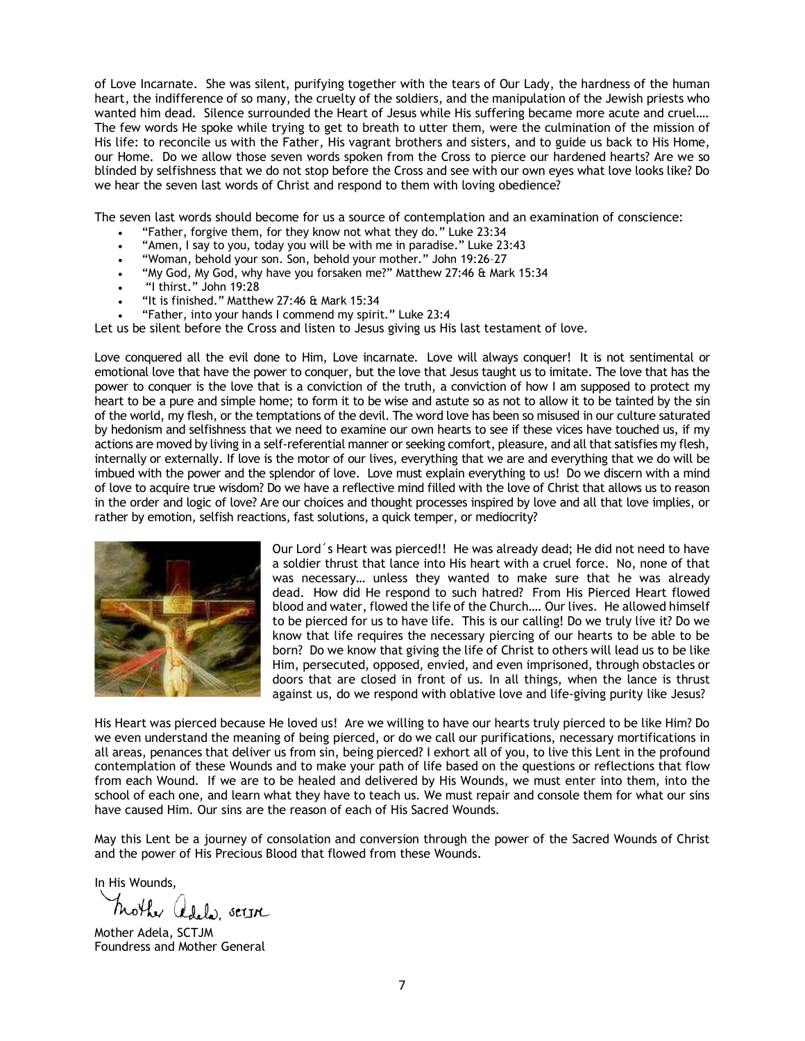of Love Incarnate. She was silent, purifying together with the tears of Our Lady, the hardness of the human heart, the indifference of so many, the cruelty of the soldiers, and the manipulation of the Jewish priests who wanted him dead. Silence surrounded the Heart of Jesus while His suffering became more acute and cruel…. The few words He spoke while trying to get to breath to utter them, were the culmination of the mission of His life: to reconcile us with the Father, His vagrant brothers and sisters, and to guide us back to His Home, our Home. Do we allow those seven words spoken from the Cross to pierce our hardened hearts? Are we so blinded by selfishness that we do not stop before the Cross and see with our own eyes what love looks like? Do we hear the seven last words of Christ and respond to them with loving obedience?

The seven last words should become for us a source of contemplation and an examination of conscience:

- "Father, forgive them, for they know not what they do." Luke 23:34
- "Amen, I say to you, today you will be with me in paradise." Luke 23:43
- "Woman, behold your son. Son, behold your mother." John 19:26–27
- "My God, My God, why have you forsaken me?" Matthew 27:46 & Mark 15:34
- "I thirst." John 19:28
- "It is finished." Matthew 27:46 & Mark 15:34
- "Father, into your hands I commend my spirit." Luke 23:4

Let us be silent before the Cross and listen to Jesus giving us His last testament of love.

Love conquered all the evil done to Him, Love incarnate. Love will always conquer! It is not sentimental or emotional love that have the power to conquer, but the love that Jesus taught us to imitate. The love that has the power to conquer is the love that is a conviction of the truth, a conviction of how I am supposed to protect my heart to be a pure and simple home; to form it to be wise and astute so as not to allow it to be tainted by the sin of the world, my flesh, or the temptations of the devil. The word love has been so misused in our culture saturated by hedonism and selfishness that we need to examine our own hearts to see if these vices have touched us, if my actions are moved by living in a self-referential manner or seeking comfort, pleasure, and all that satisfies my flesh, internally or externally. If love is the motor of our lives, everything that we are and everything that we do will be imbued with the power and the splendor of love. Love must explain everything to us! Do we discern with a mind of love to acquire true wisdom? Do we have a reflective mind filled with the love of Christ that allows us to reason in the order and logic of love? Are our choices and thought processes inspired by love and all that love implies, or rather by emotion, selfish reactions, fast solutions, a quick temper, or mediocrity?

Our Lord´s Heart was pierced!! He was already dead; He did not need to have a soldier thrust that lance into His heart with a cruel force. No, none of that was necessary… unless they wanted to make sure that he was already dead. How did He respond to such hatred? From His Pierced Heart flowed blood and water, flowed the life of the Church…. Our lives. He allowed himself to be pierced for us to have life. This is our calling! Do we truly live it? Do we know that life requires the necessary piercing of our hearts to be able to be born? Do we know that giving the life of Christ to others will lead us to be like Him, persecuted, opposed, envied, and even imprisoned, through obstacles or doors that are closed in front of us. In all things, when the lance is thrust against us, do we respond with oblative love and life-giving purity like Jesus?

His Heart was pierced because He loved us! Are we willing to have our hearts truly pierced to be like Him? Do we even understand the meaning of being pierced, or do we call our purifications, necessary mortifications in all areas, penances that deliver us from sin, being pierced? I exhort all of you, to live this Lent in the profound contemplation of these Wounds and to make your path of life based on the questions or reflections that flow from each Wound. If we are to be healed and delivered by His Wounds, we must enter into them, into the school of each one, and learn what they have to teach us. We must repair and console them for what our sins have caused Him. Our sins are the reason of each of His Sacred Wounds.

May this Lent be a journey of consolation and conversion through the power of the Sacred Wounds of Christ and the power of His Precious Blood that flowed from these Wounds.

In His Wounds,

Mother Adela, SCTJM

Mother Adela, SCTJM
Foundress and Mother General